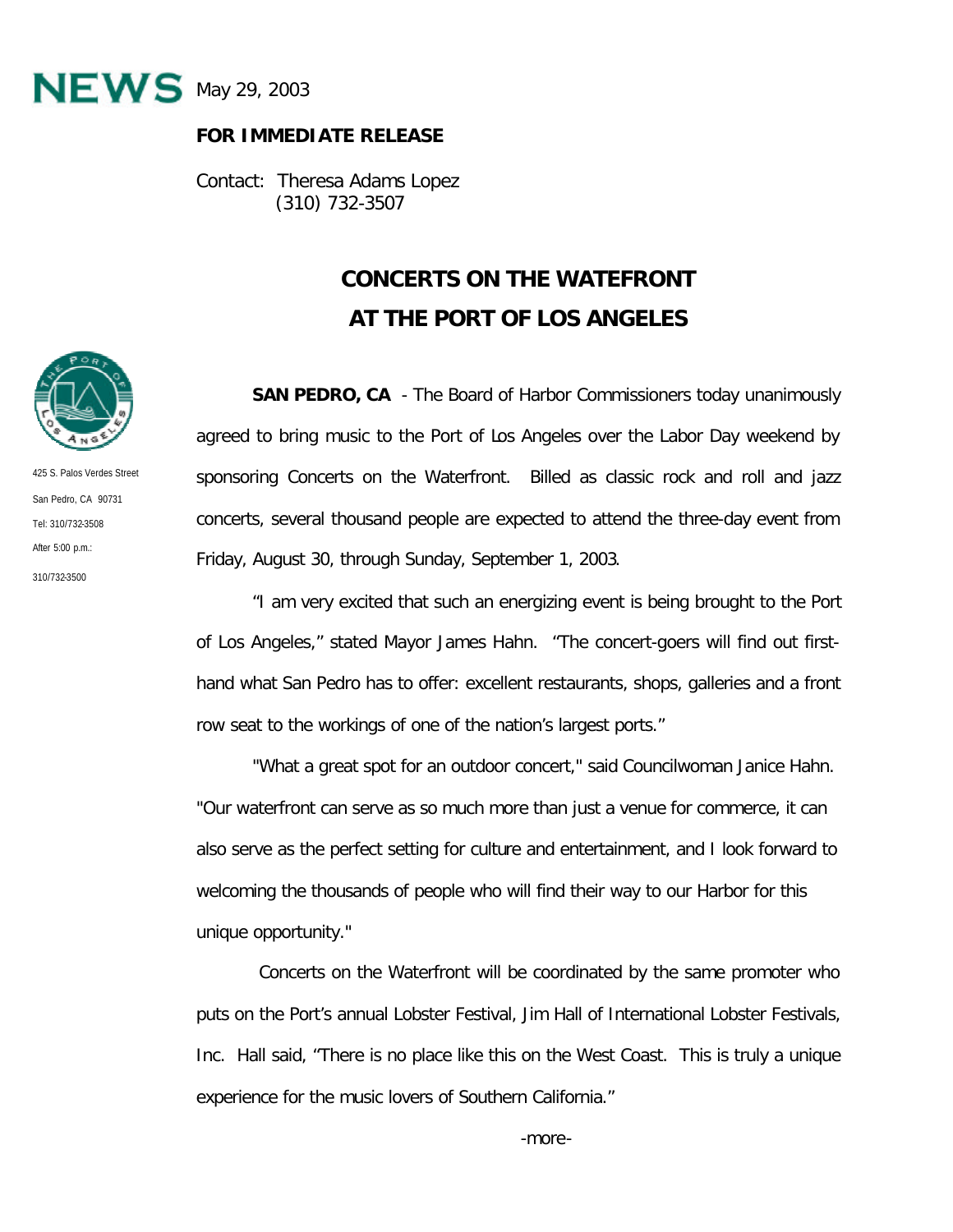**NEWS** May 29, 2003

**FOR IMMEDIATE RELEASE**

Contact: Theresa Adams Lopez
(310) 732-3507

425 S. Palos Verdes Street
San Pedro, CA 90731
Tel: 310/732-3508
After 5:00 p.m.:
310/732-3500

# CONCERTS ON THE WATEFRONT AT THE PORT OF LOS ANGELES

**SAN PEDRO, CA** - The Board of Harbor Commissioners today unanimously agreed to bring music to the Port of Los Angeles over the Labor Day weekend by sponsoring Concerts on the Waterfront. Billed as classic rock and roll and jazz concerts, several thousand people are expected to attend the three-day event from Friday, August 30, through Sunday, September 1, 2003.

"I am very excited that such an energizing event is being brought to the Port of Los Angeles," stated Mayor James Hahn. "The concert-goers will find out first-hand what San Pedro has to offer: excellent restaurants, shops, galleries and a front row seat to the workings of one of the nation's largest ports."

"What a great spot for an outdoor concert," said Councilwoman Janice Hahn. "Our waterfront can serve as so much more than just a venue for commerce, it can also serve as the perfect setting for culture and entertainment, and I look forward to welcoming the thousands of people who will find their way to our Harbor for this unique opportunity."

Concerts on the Waterfront will be coordinated by the same promoter who puts on the Port's annual Lobster Festival, Jim Hall of International Lobster Festivals, Inc. Hall said, "There is no place like this on the West Coast. This is truly a unique experience for the music lovers of Southern California."

-more-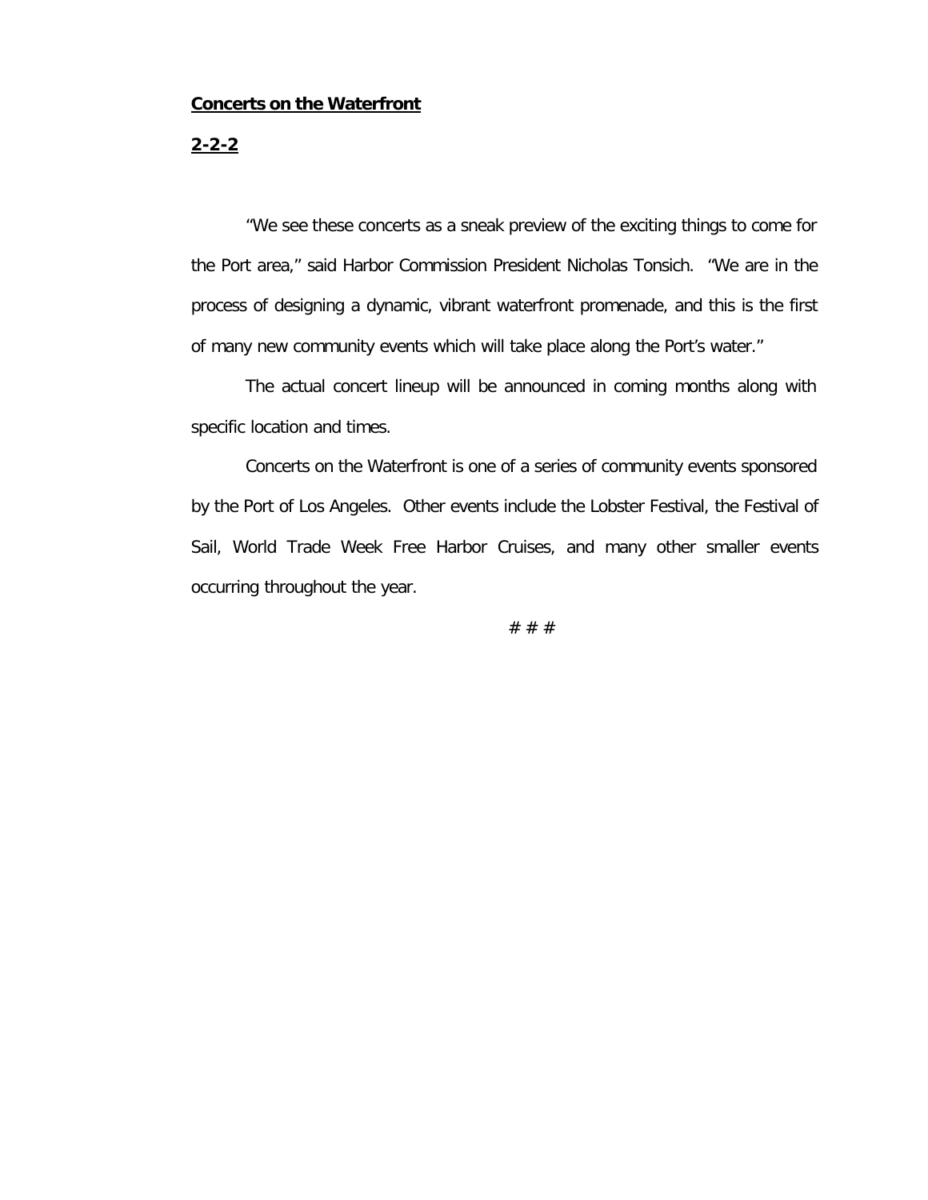**Concerts on the Waterfront**

**2-2-2**

"We see these concerts as a sneak preview of the exciting things to come for the Port area," said Harbor Commission President Nicholas Tonsich. "We are in the process of designing a dynamic, vibrant waterfront promenade, and this is the first of many new community events which will take place along the Port's water."

The actual concert lineup will be announced in coming months along with specific location and times.

Concerts on the Waterfront is one of a series of community events sponsored by the Port of Los Angeles. Other events include the Lobster Festival, the Festival of Sail, World Trade Week Free Harbor Cruises, and many other smaller events occurring throughout the year.

# # #